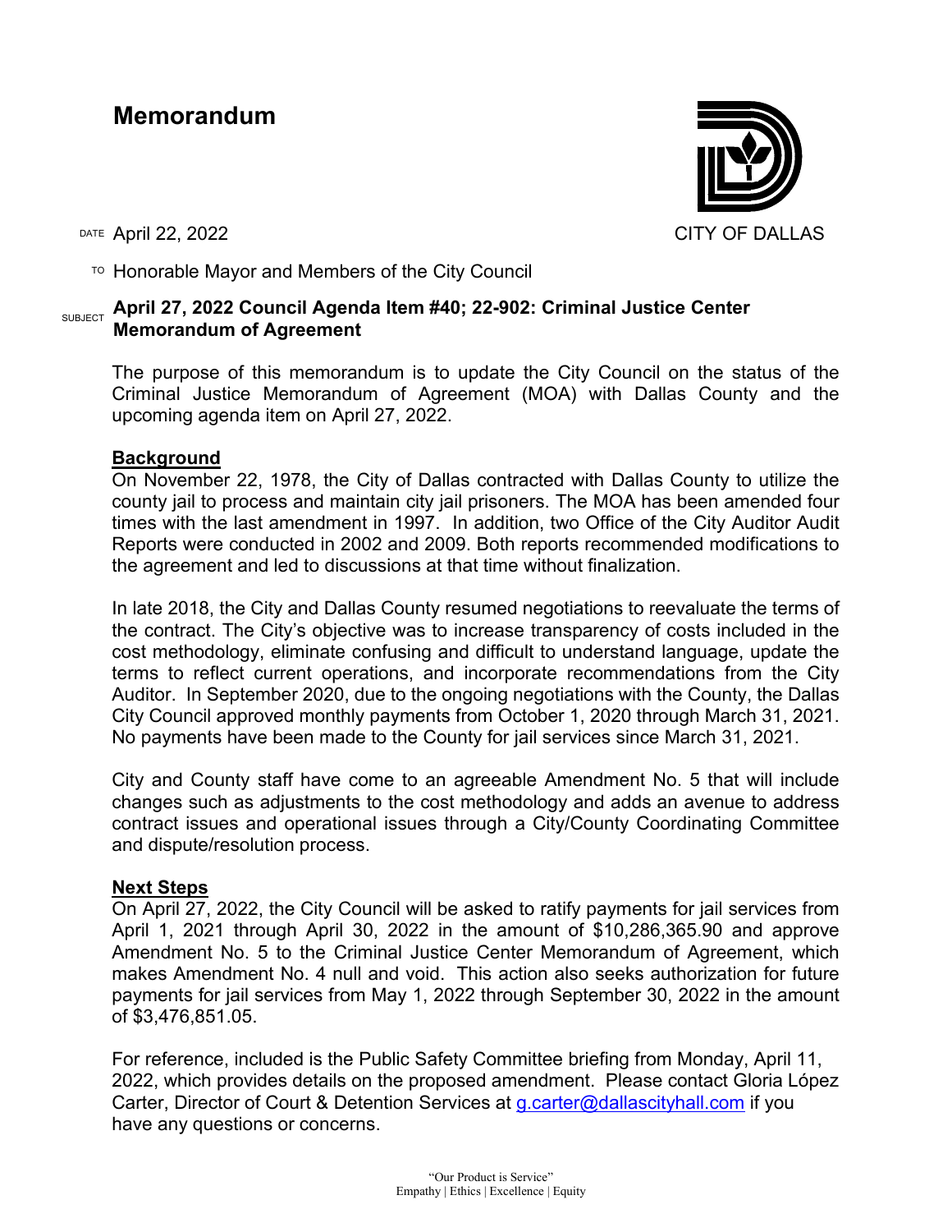# Memorandum

CITY OF DALLAS

DATE April 22, 2022

TO Honorable Mayor and Members of the City Council

SUBJECT **April 27, 2022 Council Agenda Item #40; 22-902: Criminal Justice Center Memorandum of Agreement**

The purpose of this memorandum is to update the City Council on the status of the Criminal Justice Memorandum of Agreement (MOA) with Dallas County and the upcoming agenda item on April 27, 2022.

## Background

On November 22, 1978, the City of Dallas contracted with Dallas County to utilize the county jail to process and maintain city jail prisoners. The MOA has been amended four times with the last amendment in 1997. In addition, two Office of the City Auditor Audit Reports were conducted in 2002 and 2009. Both reports recommended modifications to the agreement and led to discussions at that time without finalization.

In late 2018, the City and Dallas County resumed negotiations to reevaluate the terms of the contract. The City's objective was to increase transparency of costs included in the cost methodology, eliminate confusing and difficult to understand language, update the terms to reflect current operations, and incorporate recommendations from the City Auditor. In September 2020, due to the ongoing negotiations with the County, the Dallas City Council approved monthly payments from October 1, 2020 through March 31, 2021. No payments have been made to the County for jail services since March 31, 2021.

City and County staff have come to an agreeable Amendment No. 5 that will include changes such as adjustments to the cost methodology and adds an avenue to address contract issues and operational issues through a City/County Coordinating Committee and dispute/resolution process.

## Next Steps

On April 27, 2022, the City Council will be asked to ratify payments for jail services from April 1, 2021 through April 30, 2022 in the amount of $10,286,365.90 and approve Amendment No. 5 to the Criminal Justice Center Memorandum of Agreement, which makes Amendment No. 4 null and void. This action also seeks authorization for future payments for jail services from May 1, 2022 through September 30, 2022 in the amount of $3,476,851.05.

For reference, included is the Public Safety Committee briefing from Monday, April 11, 2022, which provides details on the proposed amendment. Please contact Gloria López Carter, Director of Court & Detention Services at g.carter@dallascityhall.com if you have any questions or concerns.

"Our Product is Service"
Empathy | Ethics | Excellence | Equity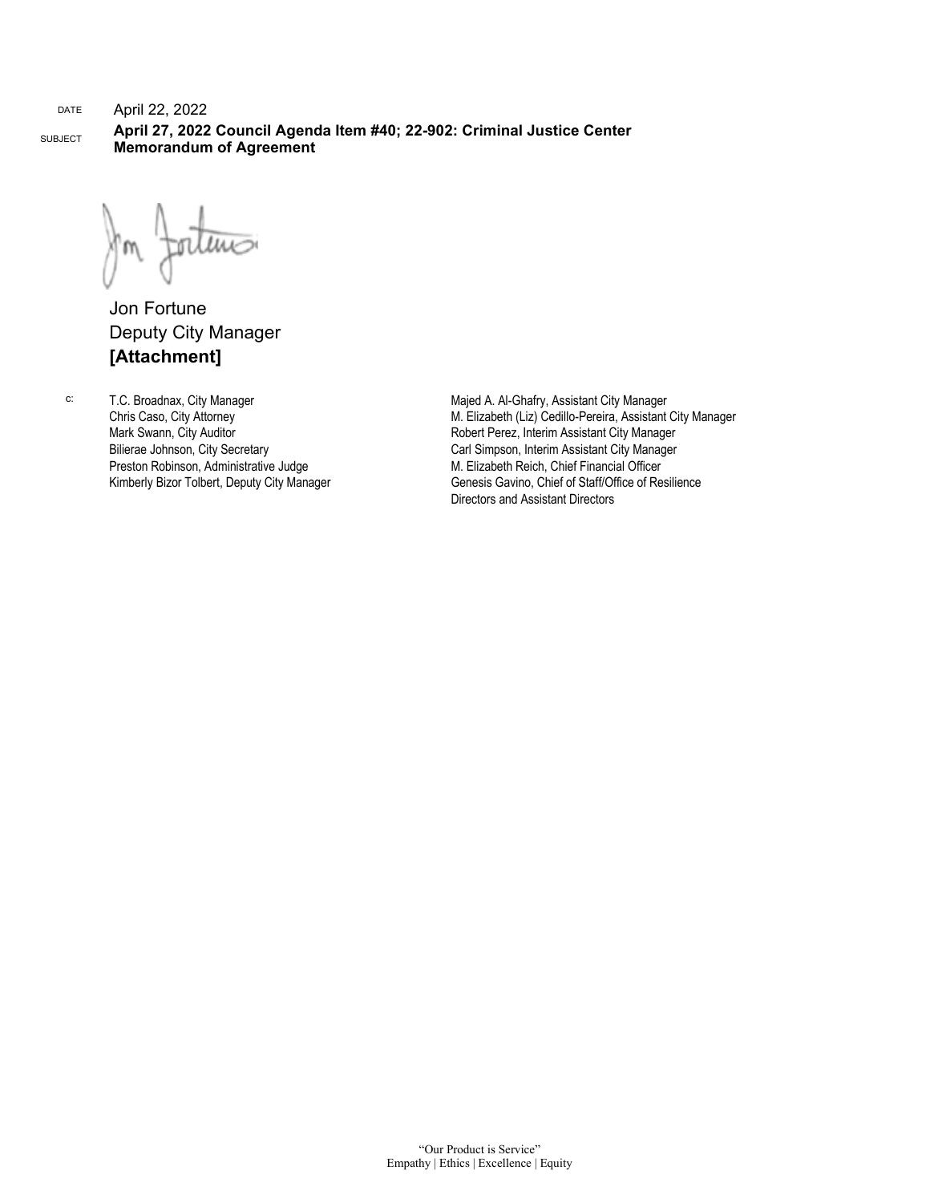DATE April 22, 2022

SUBJECT **April 27, 2022 Council Agenda Item #40; 22-902: Criminal Justice Center Memorandum of Agreement**

Jon Fortune
Deputy City Manager
**[Attachment]**

c:
T.C. Broadnax, City Manager
Chris Caso, City Attorney
Mark Swann, City Auditor
Bilierae Johnson, City Secretary
Preston Robinson, Administrative Judge
Kimberly Bizor Tolbert, Deputy City Manager
Majed A. Al-Ghafry, Assistant City Manager
M. Elizabeth (Liz) Cedillo-Pereira, Assistant City Manager
Robert Perez, Interim Assistant City Manager
Carl Simpson, Interim Assistant City Manager
M. Elizabeth Reich, Chief Financial Officer
Genesis Gavino, Chief of Staff/Office of Resilience
Directors and Assistant Directors

"Our Product is Service"
Empathy | Ethics | Excellence | Equity